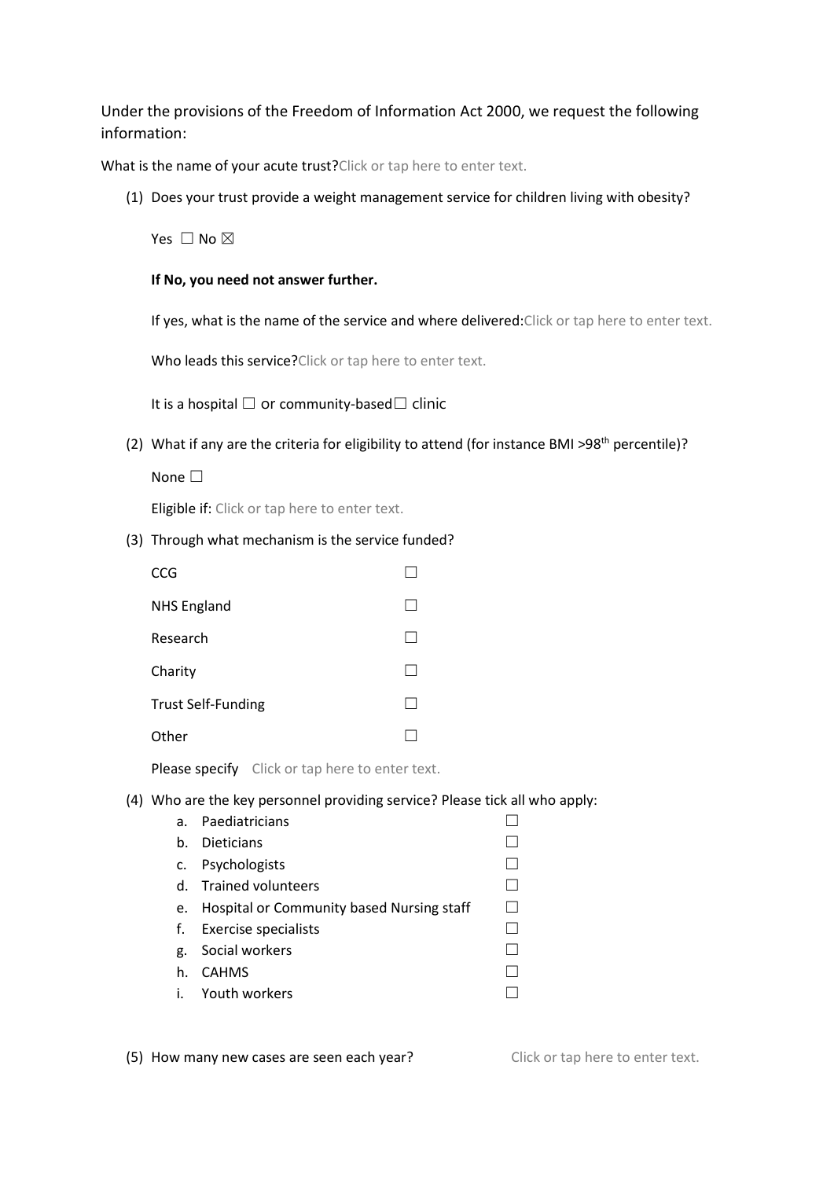Under the provisions of the Freedom of Information Act 2000, we request the following information:

What is the name of your acute trust?Click or tap here to enter text.

(1) Does your trust provide a weight management service for children living with obesity?

Yes ☐ No ☒

**If No, you need not answer further.**

If yes, what is the name of the service and where delivered:Click or tap here to enter text.

Who leads this service?Click or tap here to enter text.

It is a hospital ☐ or community-based☐ clinic

(2) What if any are the criteria for eligibility to attend (for instance BMI >98th percentile)?

None ☐

Eligible if: Click or tap here to enter text.

(3) Through what mechanism is the service funded?

| | |
|---|---|
| CCG | ☐ |
| NHS England | ☐ |
| Research | ☐ |
| Charity | ☐ |
| Trust Self-Funding | ☐ |
| Other | ☐ |

Please specify Click or tap here to enter text.

(4) Who are the key personnel providing service? Please tick all who apply:

| | | |
|---|---|---|
| a. | Paediatricians | ☐ |
| b. | Dieticians | ☐ |
| c. | Psychologists | ☐ |
| d. | Trained volunteers | ☐ |
| e. | Hospital or Community based Nursing staff | ☐ |
| f. | Exercise specialists | ☐ |
| g. | Social workers | ☐ |
| h. | CAHMS | ☐ |
| i. | Youth workers | ☐ |

(5) How many new cases are seen each year? Click or tap here to enter text.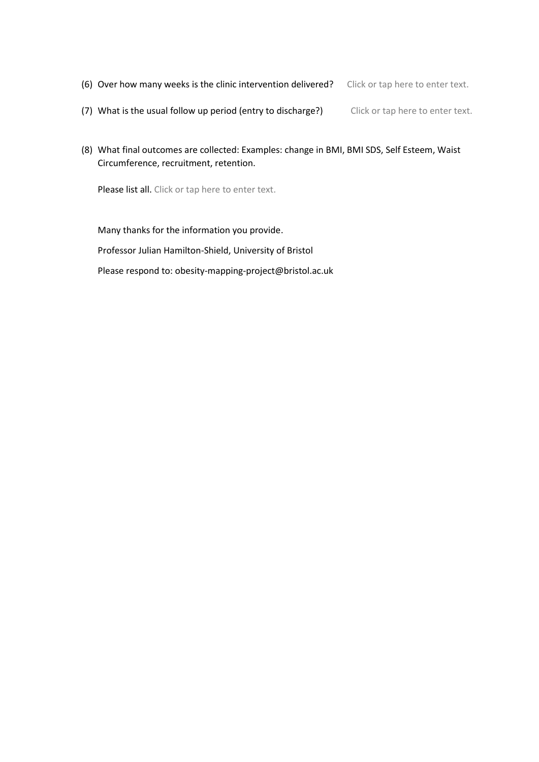(6) Over how many weeks is the clinic intervention delivered? Click or tap here to enter text.

(7) What is the usual follow up period (entry to discharge?) Click or tap here to enter text.

(8) What final outcomes are collected: Examples: change in BMI, BMI SDS, Self Esteem, Waist Circumference, recruitment, retention.

Please list all. Click or tap here to enter text.

Many thanks for the information you provide.

Professor Julian Hamilton-Shield, University of Bristol

Please respond to: obesity-mapping-project@bristol.ac.uk